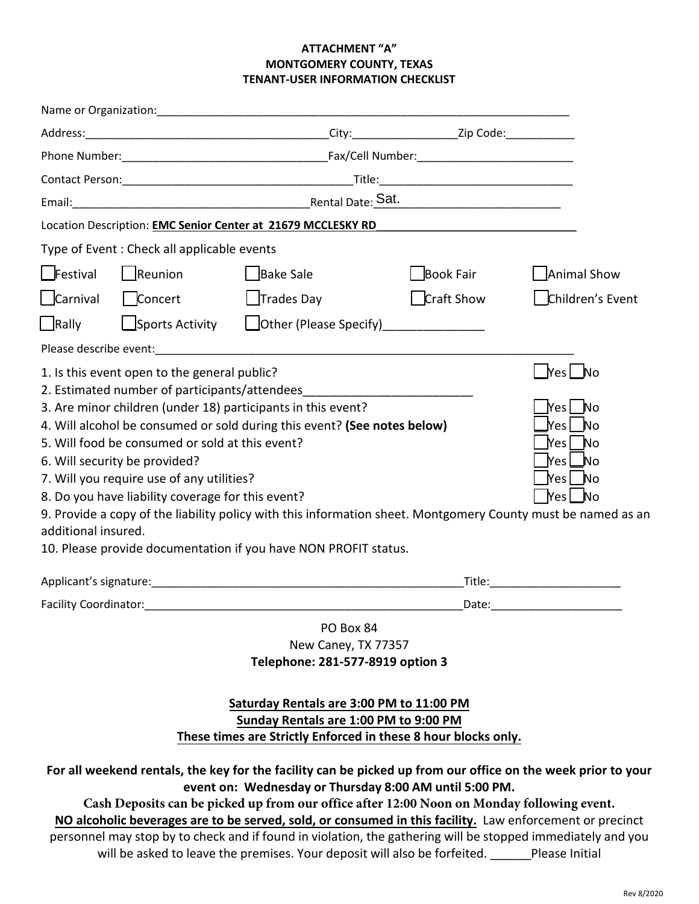**ATTACHMENT "A"**
**MONTGOMERY COUNTY, TEXAS**
**TENANT-USER INFORMATION CHECKLIST**

Name or Organization:_______________________________________________________________

Address:_______________________________________City:________________Zip Code:___________

Phone Number:_________________________________Fax/Cell Number:_________________________

Contact Person:____________________________________Title:______________________________

Email:_____________________________________Rental Date: Sat. ___________________________

Location Description: **EMC Senior Center at 21679 MCCLESKY RD**_______________________________

Type of Event : Check all applicable events

| | | | | |
|---|---|---|---|---|
| ☐ Festival | ☐ Reunion | ☐ Bake Sale | ☐ Book Fair | ☐ Animal Show |
| ☐ Carnival | ☐ Concert | ☐ Trades Day | ☐ Craft Show | ☐ Children's Event |
| ☐ Rally | ☐ Sports Activity | ☐ Other (Please Specify)_______________ | | |

Please describe event:__________________________________________________________________

1. Is this event open to the general public? ☐ Yes ☐ No
2. Estimated number of participants/attendees________________________
3. Are minor children (under 18) participants in this event? ☐ Yes ☐ No
4. Will alcohol be consumed or sold during this event? **(See notes below)** ☐ Yes ☐ No
5. Will food be consumed or sold at this event? ☐ Yes ☐ No
6. Will security be provided? ☐ Yes ☐ No
7. Will you require use of any utilities? ☐ Yes ☐ No
8. Do you have liability coverage for this event? ☐ Yes ☐ No
9. Provide a copy of the liability policy with this information sheet. Montgomery County must be named as an additional insured.
10. Please provide documentation if you have NON PROFIT status.

Applicant's signature:_________________________________________________Title:____________________

Facility Coordinator:__________________________________________________Date:____________________

PO Box 84
New Caney, TX 77357
**Telephone: 281-577-8919 option 3**

**Saturday Rentals are 3:00 PM to 11:00 PM**
**Sunday Rentals are 1:00 PM to 9:00 PM**
**These times are Strictly Enforced in these 8 hour blocks only.**

**For all weekend rentals, the key for the facility can be picked up from our office on the week prior to your event on: Wednesday or Thursday 8:00 AM until 5:00 PM.**

**Cash Deposits can be picked up from our office after 12:00 Noon on Monday following event.**

**NO alcoholic beverages are to be served, sold, or consumed in this facility.** Law enforcement or precinct personnel may stop by to check and if found in violation, the gathering will be stopped immediately and you will be asked to leave the premises. Your deposit will also be forfeited. ______Please Initial

Rev 8/2020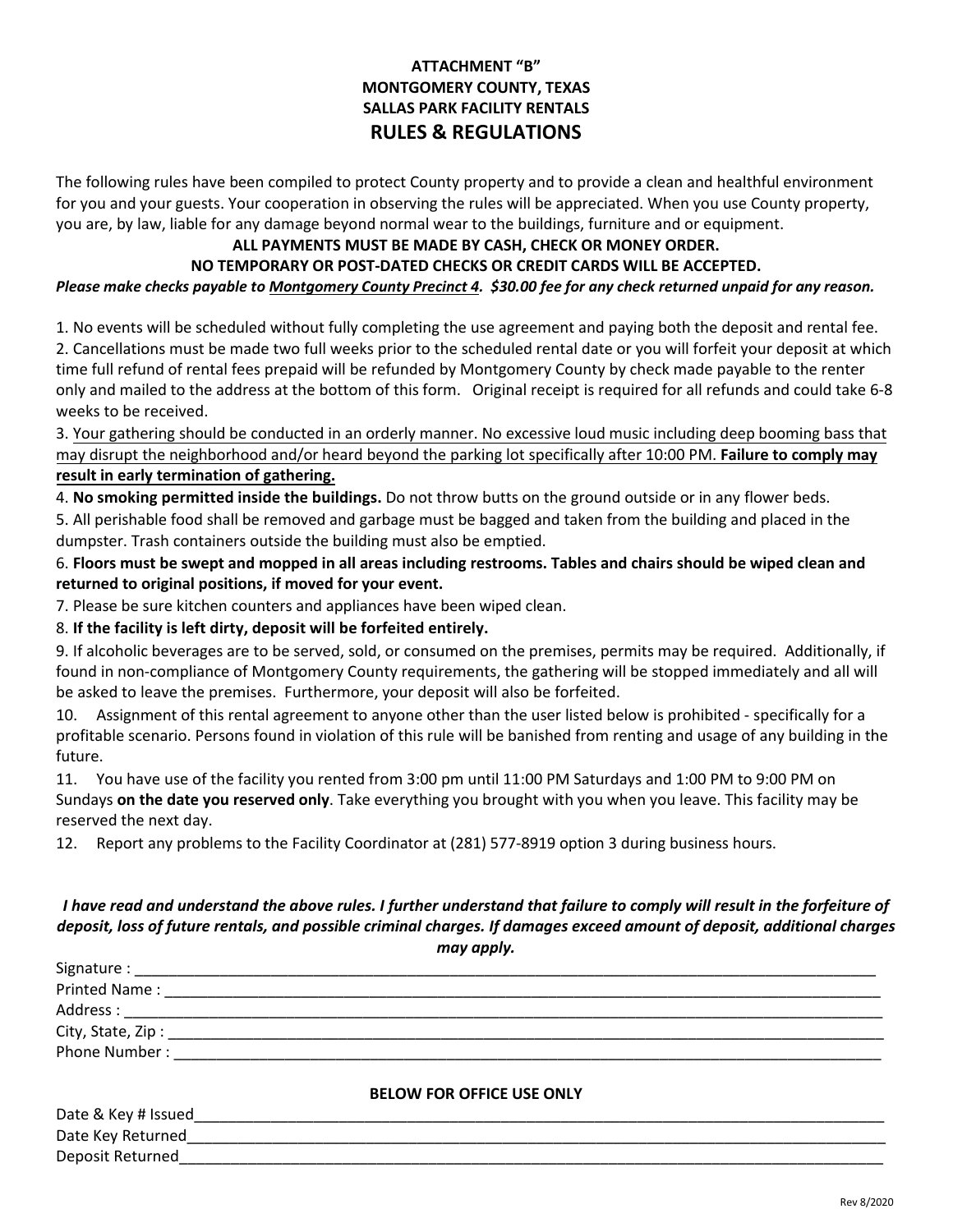**ATTACHMENT "B"**
**MONTGOMERY COUNTY, TEXAS**
**SALLAS PARK FACILITY RENTALS**

# RULES & REGULATIONS

The following rules have been compiled to protect County property and to provide a clean and healthful environment for you and your guests. Your cooperation in observing the rules will be appreciated. When you use County property, you are, by law, liable for any damage beyond normal wear to the buildings, furniture and or equipment.

**ALL PAYMENTS MUST BE MADE BY CASH, CHECK OR MONEY ORDER.**
**NO TEMPORARY OR POST-DATED CHECKS OR CREDIT CARDS WILL BE ACCEPTED.**

***Please make checks payable to Montgomery County Precinct 4. $30.00 fee for any check returned unpaid for any reason.***

1. No events will be scheduled without fully completing the use agreement and paying both the deposit and rental fee.
2. Cancellations must be made two full weeks prior to the scheduled rental date or you will forfeit your deposit at which time full refund of rental fees prepaid will be refunded by Montgomery County by check made payable to the renter only and mailed to the address at the bottom of this form. Original receipt is required for all refunds and could take 6-8 weeks to be received.
3. Your gathering should be conducted in an orderly manner. No excessive loud music including deep booming bass that may disrupt the neighborhood and/or heard beyond the parking lot specifically after 10:00 PM. **Failure to comply may result in early termination of gathering.**
4. **No smoking permitted inside the buildings.** Do not throw butts on the ground outside or in any flower beds.
5. All perishable food shall be removed and garbage must be bagged and taken from the building and placed in the dumpster. Trash containers outside the building must also be emptied.
6. **Floors must be swept and mopped in all areas including restrooms. Tables and chairs should be wiped clean and returned to original positions, if moved for your event.**
7. Please be sure kitchen counters and appliances have been wiped clean.
8. **If the facility is left dirty, deposit will be forfeited entirely.**
9. If alcoholic beverages are to be served, sold, or consumed on the premises, permits may be required. Additionally, if found in non-compliance of Montgomery County requirements, the gathering will be stopped immediately and all will be asked to leave the premises. Furthermore, your deposit will also be forfeited.
10. Assignment of this rental agreement to anyone other than the user listed below is prohibited - specifically for a profitable scenario. Persons found in violation of this rule will be banished from renting and usage of any building in the future.
11. You have use of the facility you rented from 3:00 pm until 11:00 PM Saturdays and 1:00 PM to 9:00 PM on Sundays **on the date you reserved only**. Take everything you brought with you when you leave. This facility may be reserved the next day.
12. Report any problems to the Facility Coordinator at (281) 577-8919 option 3 during business hours.

***I have read and understand the above rules. I further understand that failure to comply will result in the forfeiture of deposit, loss of future rentals, and possible criminal charges. If damages exceed amount of deposit, additional charges may apply.***

Signature : ____________________
Printed Name : ____________________
Address : ____________________
City, State, Zip : ____________________
Phone Number : ____________________

**BELOW FOR OFFICE USE ONLY**

Date & Key # Issued____________________
Date Key Returned____________________
Deposit Returned____________________

Rev 8/2020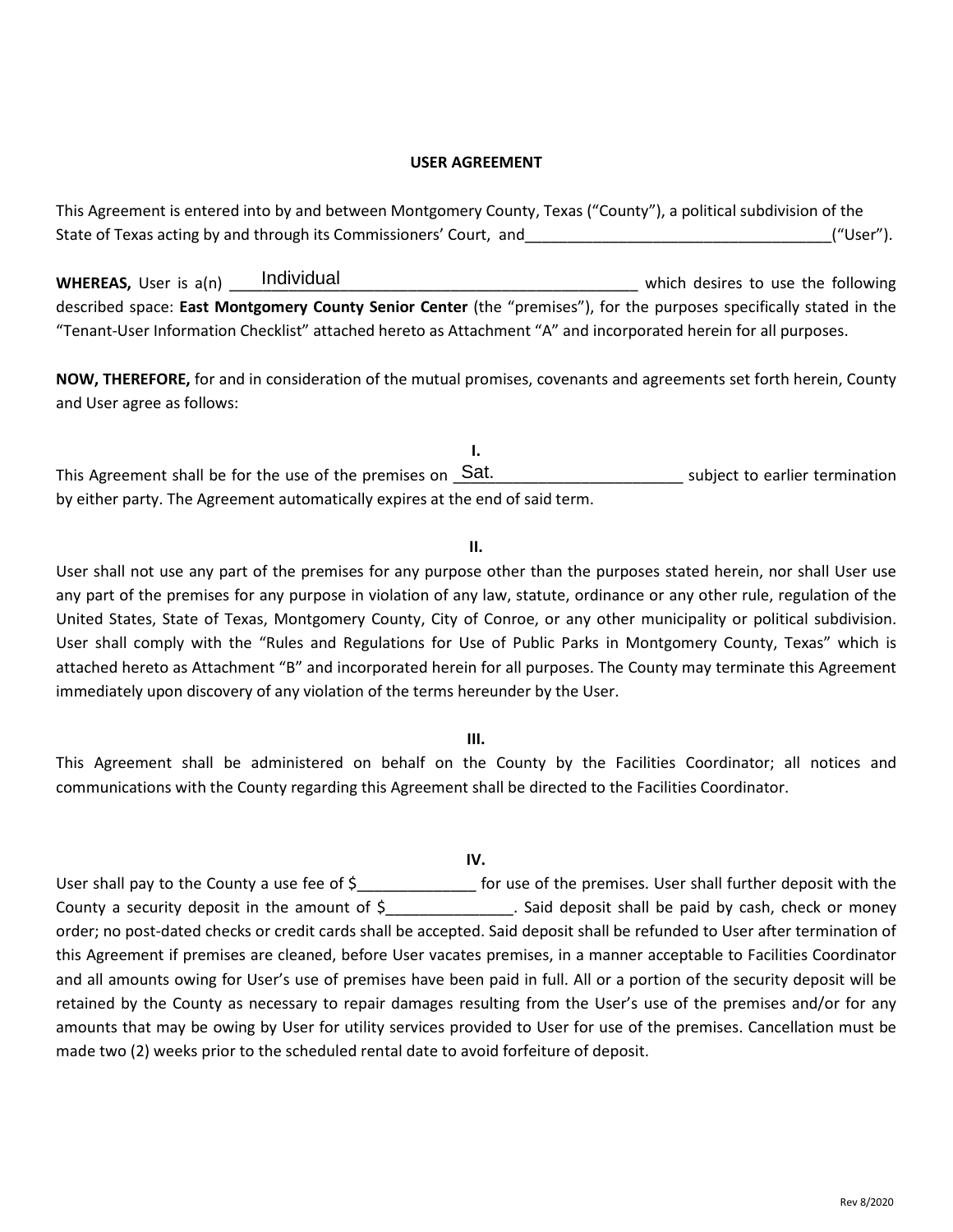**USER AGREEMENT**

This Agreement is entered into by and between Montgomery County, Texas ("County"), a political subdivision of the State of Texas acting by and through its Commissioners' Court, and_____________________________________("User").

**WHEREAS,** User is a(n) Individual which desires to use the following described space: **East Montgomery County Senior Center** (the "premises"), for the purposes specifically stated in the "Tenant-User Information Checklist" attached hereto as Attachment "A" and incorporated herein for all purposes.

**NOW, THEREFORE,** for and in consideration of the mutual promises, covenants and agreements set forth herein, County and User agree as follows:

**I.**

This Agreement shall be for the use of the premises on Sat. subject to earlier termination by either party. The Agreement automatically expires at the end of said term.

**II.**

User shall not use any part of the premises for any purpose other than the purposes stated herein, nor shall User use any part of the premises for any purpose in violation of any law, statute, ordinance or any other rule, regulation of the United States, State of Texas, Montgomery County, City of Conroe, or any other municipality or political subdivision. User shall comply with the "Rules and Regulations for Use of Public Parks in Montgomery County, Texas" which is attached hereto as Attachment "B" and incorporated herein for all purposes. The County may terminate this Agreement immediately upon discovery of any violation of the terms hereunder by the User.

**III.**

This Agreement shall be administered on behalf on the County by the Facilities Coordinator; all notices and communications with the County regarding this Agreement shall be directed to the Facilities Coordinator.

**IV.**

User shall pay to the County a use fee of $______________ for use of the premises. User shall further deposit with the County a security deposit in the amount of $_______________. Said deposit shall be paid by cash, check or money order; no post-dated checks or credit cards shall be accepted. Said deposit shall be refunded to User after termination of this Agreement if premises are cleaned, before User vacates premises, in a manner acceptable to Facilities Coordinator and all amounts owing for User's use of premises have been paid in full. All or a portion of the security deposit will be retained by the County as necessary to repair damages resulting from the User's use of the premises and/or for any amounts that may be owing by User for utility services provided to User for use of the premises. Cancellation must be made two (2) weeks prior to the scheduled rental date to avoid forfeiture of deposit.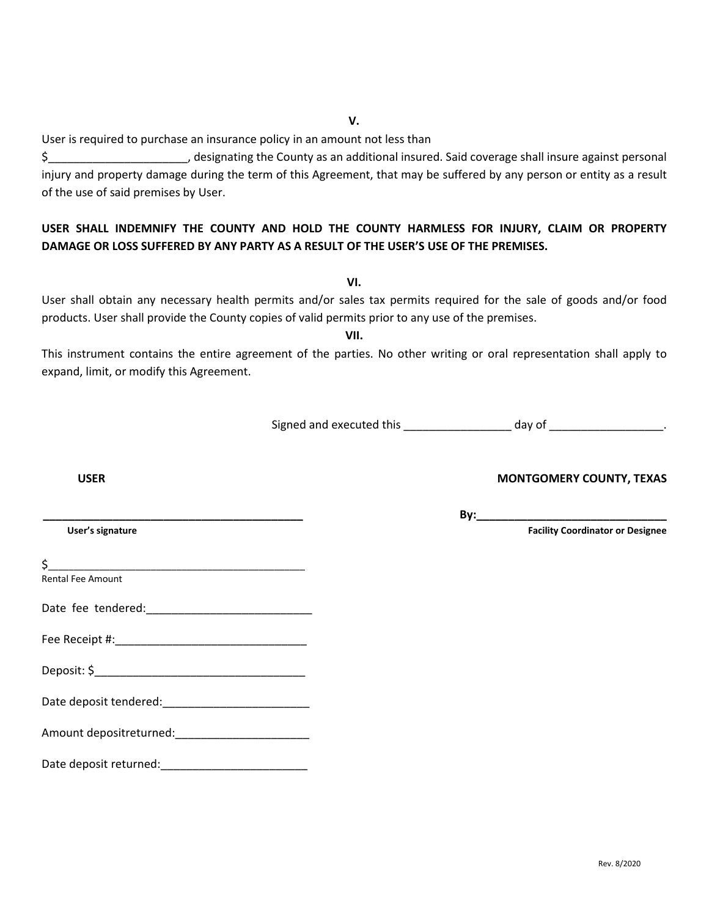**V.**

User is required to purchase an insurance policy in an amount not less than $______________________, designating the County as an additional insured. Said coverage shall insure against personal injury and property damage during the term of this Agreement, that may be suffered by any person or entity as a result of the use of said premises by User.

**USER SHALL INDEMNIFY THE COUNTY AND HOLD THE COUNTY HARMLESS FOR INJURY, CLAIM OR PROPERTY DAMAGE OR LOSS SUFFERED BY ANY PARTY AS A RESULT OF THE USER'S USE OF THE PREMISES.**

**VI.**

User shall obtain any necessary health permits and/or sales tax permits required for the sale of goods and/or food products. User shall provide the County copies of valid permits prior to any use of the premises.

**VII.**

This instrument contains the entire agreement of the parties. No other writing or oral representation shall apply to expand, limit, or modify this Agreement.

Signed and executed this _________________ day of __________________.

**USER**

___________________________________________
**User's signature**

**MONTGOMERY COUNTY, TEXAS**

**By:_______________________________**
**Facility Coordinator or Designee**

$__________________________________________
Rental Fee Amount

Date fee tendered:__________________________

Fee Receipt #:______________________________

Deposit: $_________________________________

Date deposit tendered:_______________________

Amount depositreturned:_____________________

Date deposit returned:_______________________

Rev. 8/2020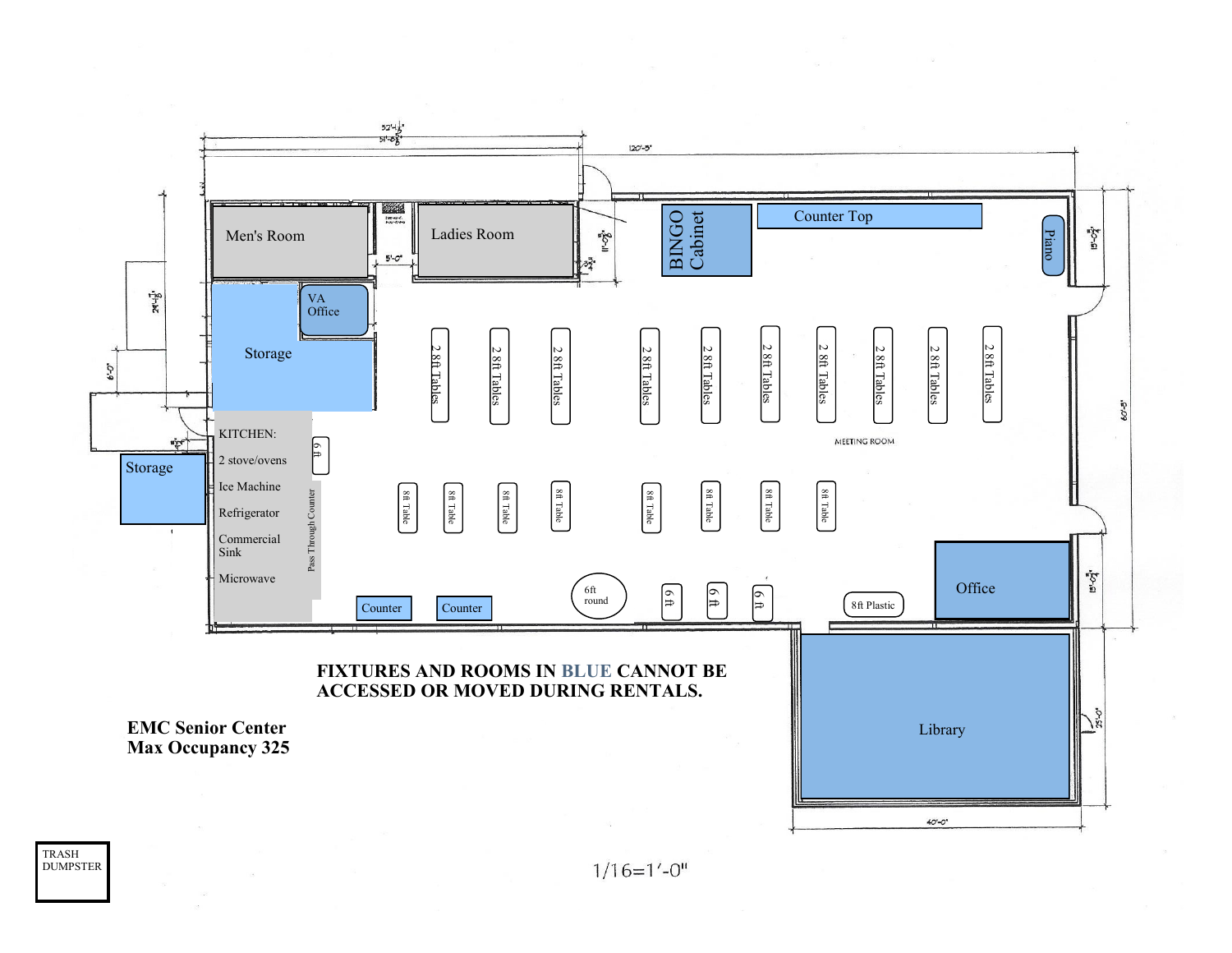FIXTURES AND ROOMS IN BLUE CANNOT BE ACCESSED OR MOVED DURING RENTALS.

**EMC Senior Center**
**Max Occupancy 325**

Men's Room

Ladies Room

BINGO Cabinet

Counter Top

Piano

VA Office

Storage

Storage

KITCHEN:

2 stove/ovens

Ice Machine

Refrigerator

Commercial Sink

Microwave

Pass Through Counter

2 8ft Tables

8ft Table

6 ft

Counter

Counter

6ft round

8ft Plastic

MEETING ROOM

Office

Library

TRASH DUMPSTER

1/16=1'-0"